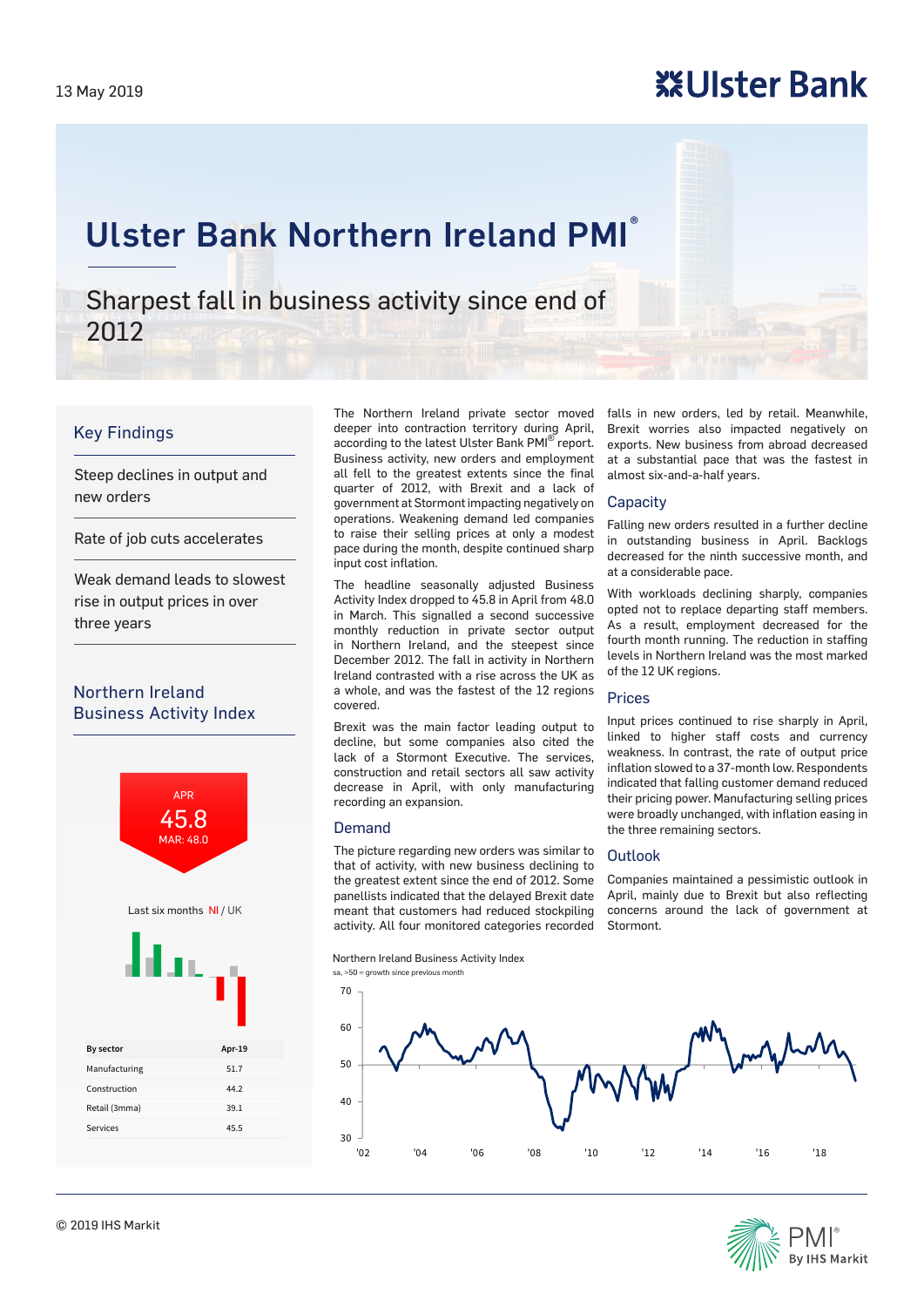13 May 2019

Ulster Bank

# Ulster Bank Northern Ireland PMI®

## Sharpest fall in business activity since end of 2012

### Key Findings

Steep declines in output and new orders

Rate of job cuts accelerates

Weak demand leads to slowest rise in output prices in over three years

### Northern Ireland Business Activity Index

APR
45.8
MAR: 48.0

Last six months NI / UK

| By sector | Apr-19 |
|---|---|
| Manufacturing | 51.7 |
| Construction | 44.2 |
| Retail (3mma) | 39.1 |
| Services | 45.5 |

The Northern Ireland private sector moved deeper into contraction territory during April, according to the latest Ulster Bank PMI® report. Business activity, new orders and employment all fell to the greatest extents since the final quarter of 2012, with Brexit and a lack of government at Stormont impacting negatively on operations. Weakening demand led companies to raise their selling prices at only a modest pace during the month, despite continued sharp input cost inflation.

The headline seasonally adjusted Business Activity Index dropped to 45.8 in April from 48.0 in March. This signalled a second successive monthly reduction in private sector output in Northern Ireland, and the steepest since December 2012. The fall in activity in Northern Ireland contrasted with a rise across the UK as a whole, and was the fastest of the 12 regions covered.

Brexit was the main factor leading output to decline, but some companies also cited the lack of a Stormont Executive. The services, construction and retail sectors all saw activity decrease in April, with only manufacturing recording an expansion.

### Demand

The picture regarding new orders was similar to that of activity, with new business declining to the greatest extent since the end of 2012. Some panellists indicated that the delayed Brexit date meant that customers had reduced stockpiling activity. All four monitored categories recorded falls in new orders, led by retail. Meanwhile, Brexit worries also impacted negatively on exports. New business from abroad decreased at a substantial pace that was the fastest in almost six-and-a-half years.

### Capacity

Falling new orders resulted in a further decline in outstanding business in April. Backlogs decreased for the ninth successive month, and at a considerable pace.

With workloads declining sharply, companies opted not to replace departing staff members. As a result, employment decreased for the fourth month running. The reduction in staffing levels in Northern Ireland was the most marked of the 12 UK regions.

### Prices

Input prices continued to rise sharply in April, linked to higher staff costs and currency weakness. In contrast, the rate of output price inflation slowed to a 37-month low. Respondents indicated that falling customer demand reduced their pricing power. Manufacturing selling prices were broadly unchanged, with inflation easing in the three remaining sectors.

### Outlook

Companies maintained a pessimistic outlook in April, mainly due to Brexit but also reflecting concerns around the lack of government at Stormont.

Northern Ireland Business Activity Index
sa, >50 = growth since previous month

© 2019 IHS Markit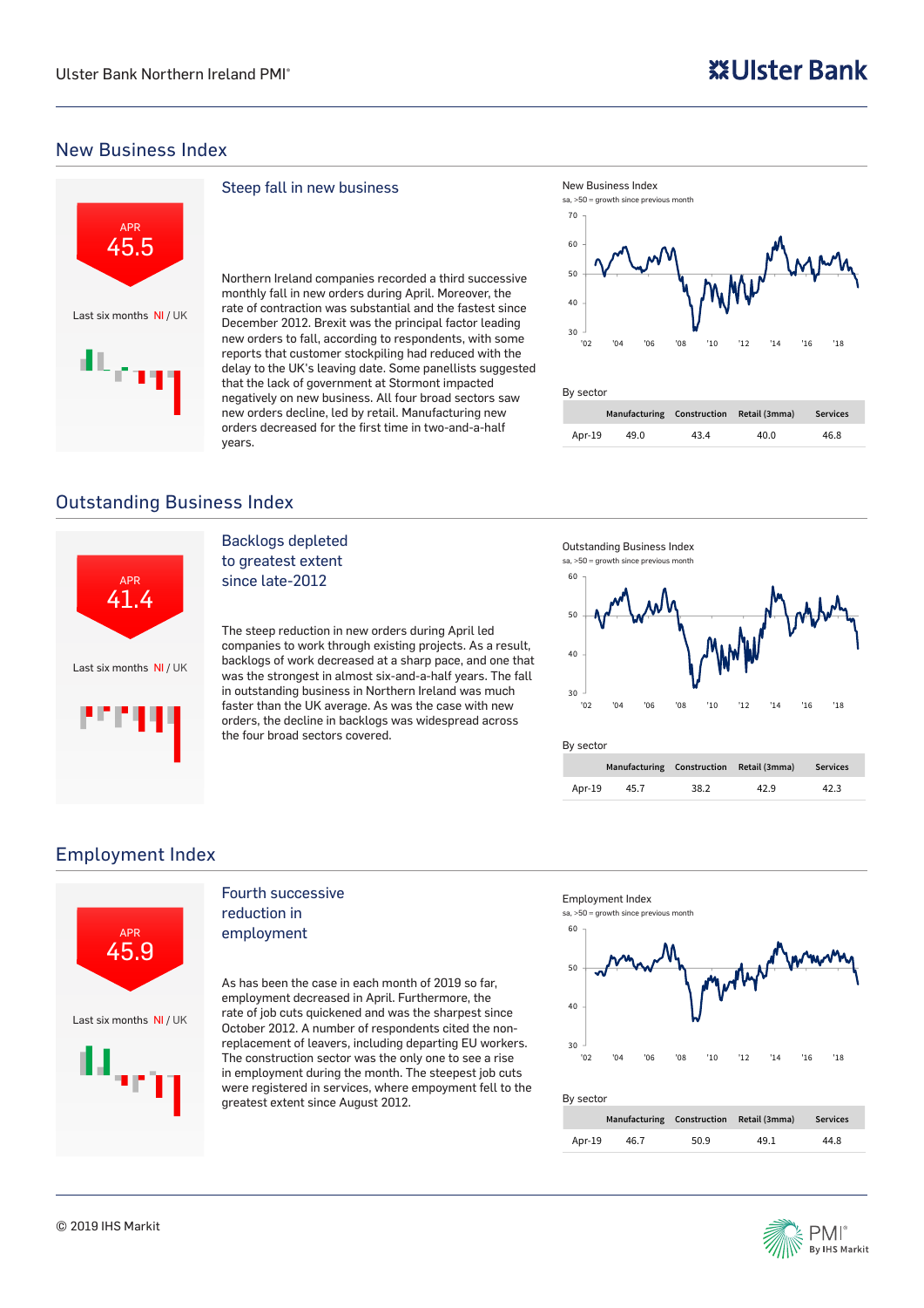## New Business Index

APR
45.5

Last six months NI / UK

### Steep fall in new business

Northern Ireland companies recorded a third successive monthly fall in new orders during April. Moreover, the rate of contraction was substantial and the fastest since December 2012. Brexit was the principal factor leading new orders to fall, according to respondents, with some reports that customer stockpiling had reduced with the delay to the UK's leaving date. Some panellists suggested that the lack of government at Stormont impacted negatively on new business. All four broad sectors saw new orders decline, led by retail. Manufacturing new orders decreased for the first time in two-and-a-half years.

New Business Index
sa, >50 = growth since previous month

By sector

| | Manufacturing | Construction | Retail (3mma) | Services |
|---|---|---|---|---|
| Apr-19 | 49.0 | 43.4 | 40.0 | 46.8 |

## Outstanding Business Index

APR
41.4

Last six months NI / UK

### Backlogs depleted to greatest extent since late-2012

The steep reduction in new orders during April led companies to work through existing projects. As a result, backlogs of work decreased at a sharp pace, and one that was the strongest in almost six-and-a-half years. The fall in outstanding business in Northern Ireland was much faster than the UK average. As was the case with new orders, the decline in backlogs was widespread across the four broad sectors covered.

Outstanding Business Index
sa, >50 = growth since previous month

By sector

| | Manufacturing | Construction | Retail (3mma) | Services |
|---|---|---|---|---|
| Apr-19 | 45.7 | 38.2 | 42.9 | 42.3 |

## Employment Index

APR
45.9

Last six months NI / UK

### Fourth successive reduction in employment

As has been the case in each month of 2019 so far, employment decreased in April. Furthermore, the rate of job cuts quickened and was the sharpest since October 2012. A number of respondents cited the non-replacement of leavers, including departing EU workers. The construction sector was the only one to see a rise in employment during the month. The steepest job cuts were registered in services, where empoyment fell to the greatest extent since August 2012.

Employment Index
sa, >50 = growth since previous month

By sector

| | Manufacturing | Construction | Retail (3mma) | Services |
|---|---|---|---|---|
| Apr-19 | 46.7 | 50.9 | 49.1 | 44.8 |

© 2019 IHS Markit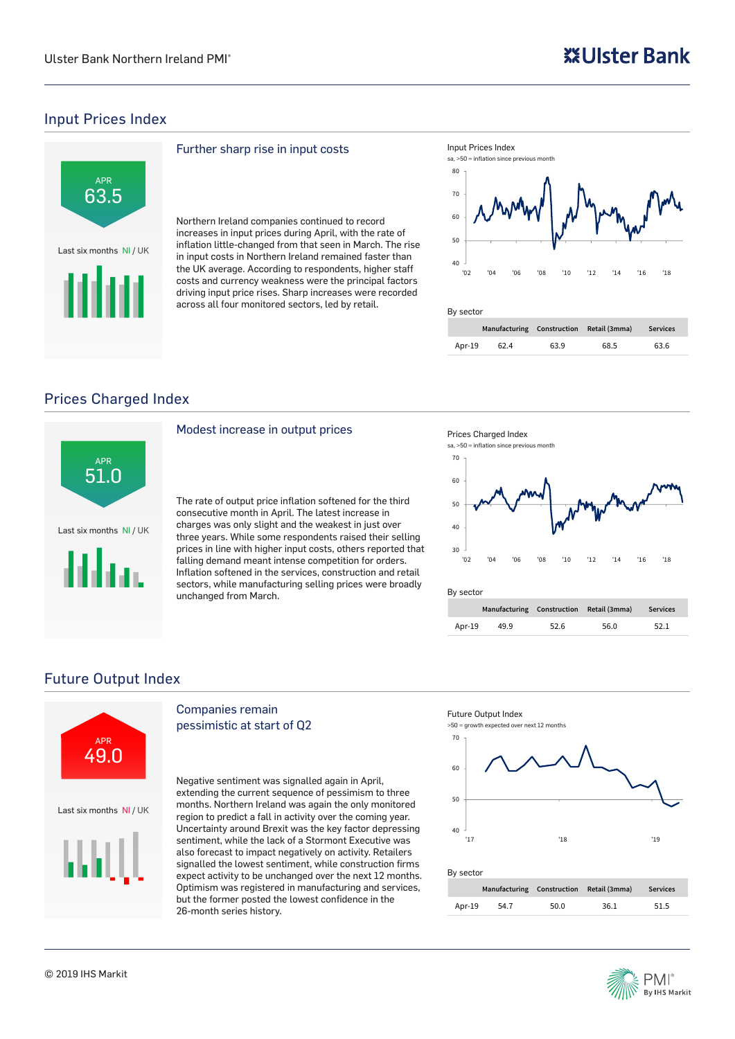## Input Prices Index

APR
63.5

Last six months NI / UK

### Further sharp rise in input costs

Northern Ireland companies continued to record increases in input prices during April, with the rate of inflation little-changed from that seen in March. The rise in input costs in Northern Ireland remained faster than the UK average. According to respondents, higher staff costs and currency weakness were the principal factors driving input price rises. Sharp increases were recorded across all four monitored sectors, led by retail.

Input Prices Index
sa, >50 = inflation since previous month

By sector

| | Manufacturing | Construction | Retail (3mma) | Services |
|---|---|---|---|---|
| Apr-19 | 62.4 | 63.9 | 68.5 | 63.6 |

## Prices Charged Index

APR
51.0

Last six months NI / UK

### Modest increase in output prices

The rate of output price inflation softened for the third consecutive month in April. The latest increase in charges was only slight and the weakest in just over three years. While some respondents raised their selling prices in line with higher input costs, others reported that falling demand meant intense competition for orders. Inflation softened in the services, construction and retail sectors, while manufacturing selling prices were broadly unchanged from March.

Prices Charged Index
sa, >50 = inflation since previous month

By sector

| | Manufacturing | Construction | Retail (3mma) | Services |
|---|---|---|---|---|
| Apr-19 | 49.9 | 52.6 | 56.0 | 52.1 |

## Future Output Index

APR
49.0

Last six months NI / UK

### Companies remain pessimistic at start of Q2

Negative sentiment was signalled again in April, extending the current sequence of pessimism to three months. Northern Ireland was again the only monitored region to predict a fall in activity over the coming year. Uncertainty around Brexit was the key factor depressing sentiment, while the lack of a Stormont Executive was also forecast to impact negatively on activity. Retailers signalled the lowest sentiment, while construction firms expect activity to be unchanged over the next 12 months. Optimism was registered in manufacturing and services, but the former posted the lowest confidence in the 26-month series history.

Future Output Index
>50 = growth expected over next 12 months

By sector

| | Manufacturing | Construction | Retail (3mma) | Services |
|---|---|---|---|---|
| Apr-19 | 54.7 | 50.0 | 36.1 | 51.5 |

© 2019 IHS Markit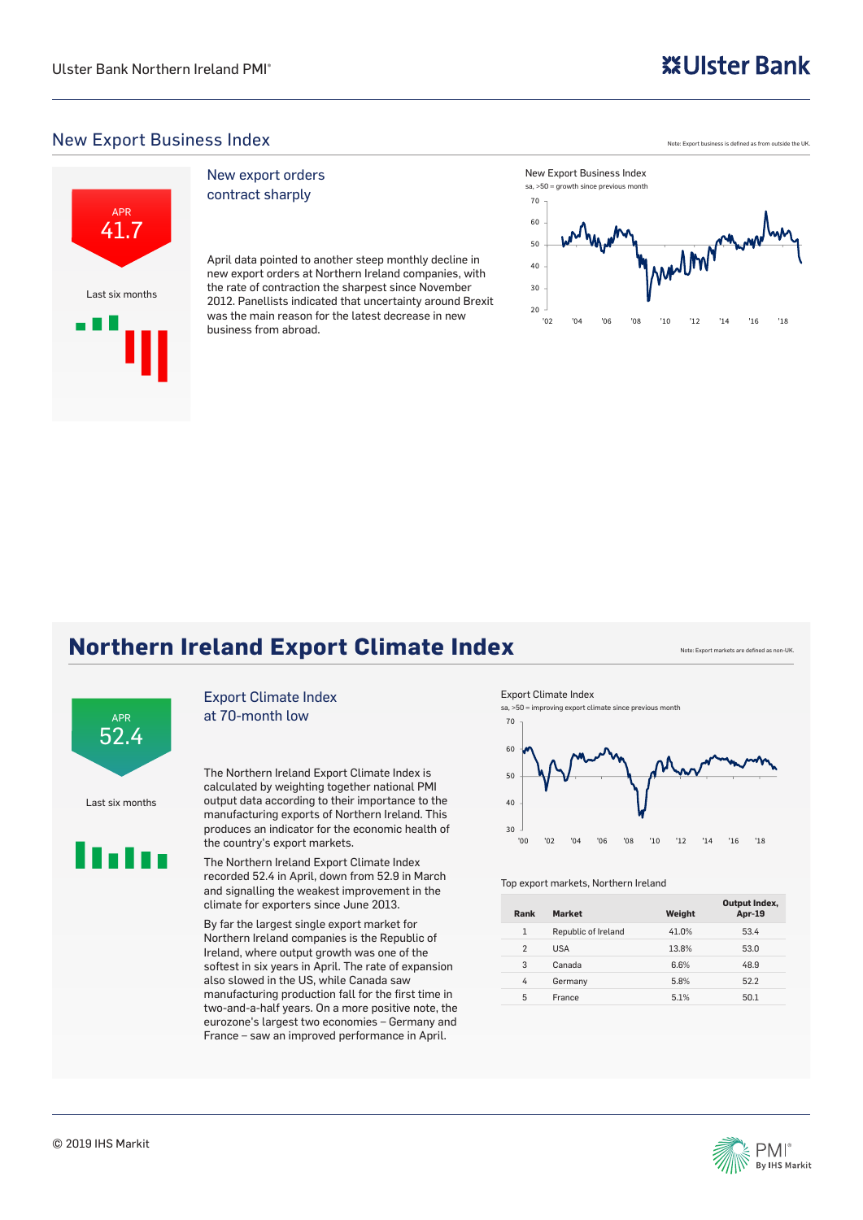## New Export Business Index

Note: Export business is defined as from outside the UK.

APR 41.7

Last six months

### New export orders contract sharply

April data pointed to another steep monthly decline in new export orders at Northern Ireland companies, with the rate of contraction the sharpest since November 2012. Panellists indicated that uncertainty around Brexit was the main reason for the latest decrease in new business from abroad.

New Export Business Index

sa, >50 = growth since previous month

# Northern Ireland Export Climate Index

Note: Export markets are defined as non-UK.

APR 52.4

Last six months

### Export Climate Index at 70-month low

The Northern Ireland Export Climate Index is calculated by weighting together national PMI output data according to their importance to the manufacturing exports of Northern Ireland. This produces an indicator for the economic health of the country's export markets.

The Northern Ireland Export Climate Index recorded 52.4 in April, down from 52.9 in March and signalling the weakest improvement in the climate for exporters since June 2013.

By far the largest single export market for Northern Ireland companies is the Republic of Ireland, where output growth was one of the softest in six years in April. The rate of expansion also slowed in the US, while Canada saw manufacturing production fall for the first time in two-and-a-half years. On a more positive note, the eurozone's largest two economies – Germany and France – saw an improved performance in April.

Export Climate Index

sa, >50 = improving export climate since previous month

Top export markets, Northern Ireland

| Rank | Market | Weight | Output Index, Apr-19 |
|---|---|---|---|
| 1 | Republic of Ireland | 41.0% | 53.4 |
| 2 | USA | 13.8% | 53.0 |
| 3 | Canada | 6.6% | 48.9 |
| 4 | Germany | 5.8% | 52.2 |
| 5 | France | 5.1% | 50.1 |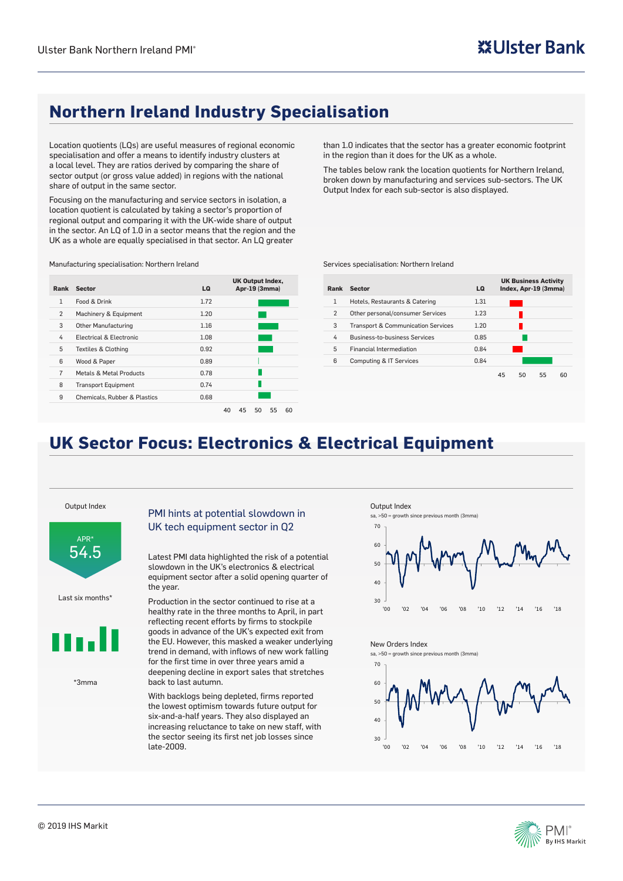# Northern Ireland Industry Specialisation

Location quotients (LQs) are useful measures of regional economic specialisation and offer a means to identify industry clusters at a local level. They are ratios derived by comparing the share of sector output (or gross value added) in regions with the national share of output in the same sector.

Focusing on the manufacturing and service sectors in isolation, a location quotient is calculated by taking a sector's proportion of regional output and comparing it with the UK-wide share of output in the sector. An LQ of 1.0 in a sector means that the region and the UK as a whole are equally specialised in that sector. An LQ greater than 1.0 indicates that the sector has a greater economic footprint in the region than it does for the UK as a whole.

The tables below rank the location quotients for Northern Ireland, broken down by manufacturing and services sub-sectors. The UK Output Index for each sub-sector is also displayed.

Manufacturing specialisation: Northern Ireland

| Rank | Sector | LQ | UK Output Index, Apr-19 (3mma) |
|---|---|---|---|
| 1 | Food & Drink | 1.72 | |
| 2 | Machinery & Equipment | 1.20 | |
| 3 | Other Manufacturing | 1.16 | |
| 4 | Electrical & Electronic | 1.08 | |
| 5 | Textiles & Clothing | 0.92 | |
| 6 | Wood & Paper | 0.89 | |
| 7 | Metals & Metal Products | 0.78 | |
| 8 | Transport Equipment | 0.74 | |
| 9 | Chemicals, Rubber & Plastics | 0.68 | |

Services specialisation: Northern Ireland

| Rank | Sector | LQ | UK Business Activity Index, Apr-19 (3mma) |
|---|---|---|---|
| 1 | Hotels, Restaurants & Catering | 1.31 | |
| 2 | Other personal/consumer Services | 1.23 | |
| 3 | Transport & Communication Services | 1.20 | |
| 4 | Business-to-business Services | 0.85 | |
| 5 | Financial Intermediation | 0.84 | |
| 6 | Computing & IT Services | 0.84 | |

# UK Sector Focus: Electronics & Electrical Equipment

Output Index

APR*
54.5

Last six months*

*3mma

## PMI hints at potential slowdown in UK tech equipment sector in Q2

Latest PMI data highlighted the risk of a potential slowdown in the UK's electronics & electrical equipment sector after a solid opening quarter of the year.

Production in the sector continued to rise at a healthy rate in the three months to April, in part reflecting recent efforts by firms to stockpile goods in advance of the UK's expected exit from the EU. However, this masked a weaker underlying trend in demand, with inflows of new work falling for the first time in over three years amid a deepening decline in export sales that stretches back to last autumn.

With backlogs being depleted, firms reported the lowest optimism towards future output for six-and-a-half years. They also displayed an increasing reluctance to take on new staff, with the sector seeing its first net job losses since late-2009.

Output Index
sa, >50 = growth since previous month (3mma)

New Orders Index
sa, >50 = growth since previous month (3mma)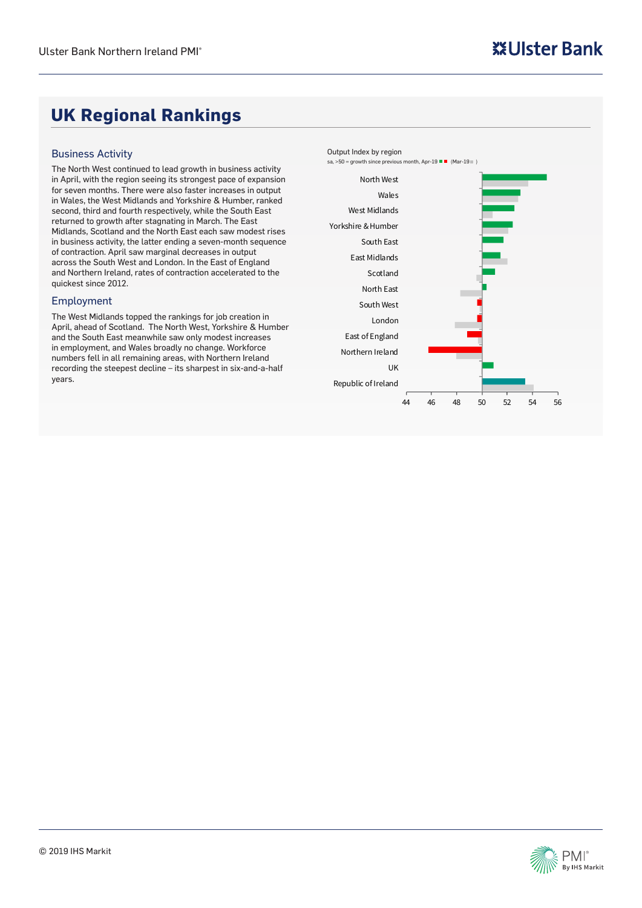## UK Regional Rankings

### Business Activity

The North West continued to lead growth in business activity in April, with the region seeing its strongest pace of expansion for seven months. There were also faster increases in output in Wales, the West Midlands and Yorkshire & Humber, ranked second, third and fourth respectively, while the South East returned to growth after stagnating in March. The East Midlands, Scotland and the North East each saw modest rises in business activity, the latter ending a seven-month sequence of contraction. April saw marginal decreases in output across the South West and London. In the East of England and Northern Ireland, rates of contraction accelerated to the quickest since 2012.

### Employment

The West Midlands topped the rankings for job creation in April, ahead of Scotland. The North West, Yorkshire & Humber and the South East meanwhile saw only modest increases in employment, and Wales broadly no change. Workforce numbers fell in all remaining areas, with Northern Ireland recording the steepest decline – its sharpest in six-and-a-half years.

Output Index by region

sa, >50 = growth since previous month, Apr-19 (Mar-19)

North West, Wales, West Midlands, Yorkshire & Humber, South East, East Midlands, Scotland, North East, South West, London, East of England, Northern Ireland, UK, Republic of Ireland

44 46 48 50 52 54 56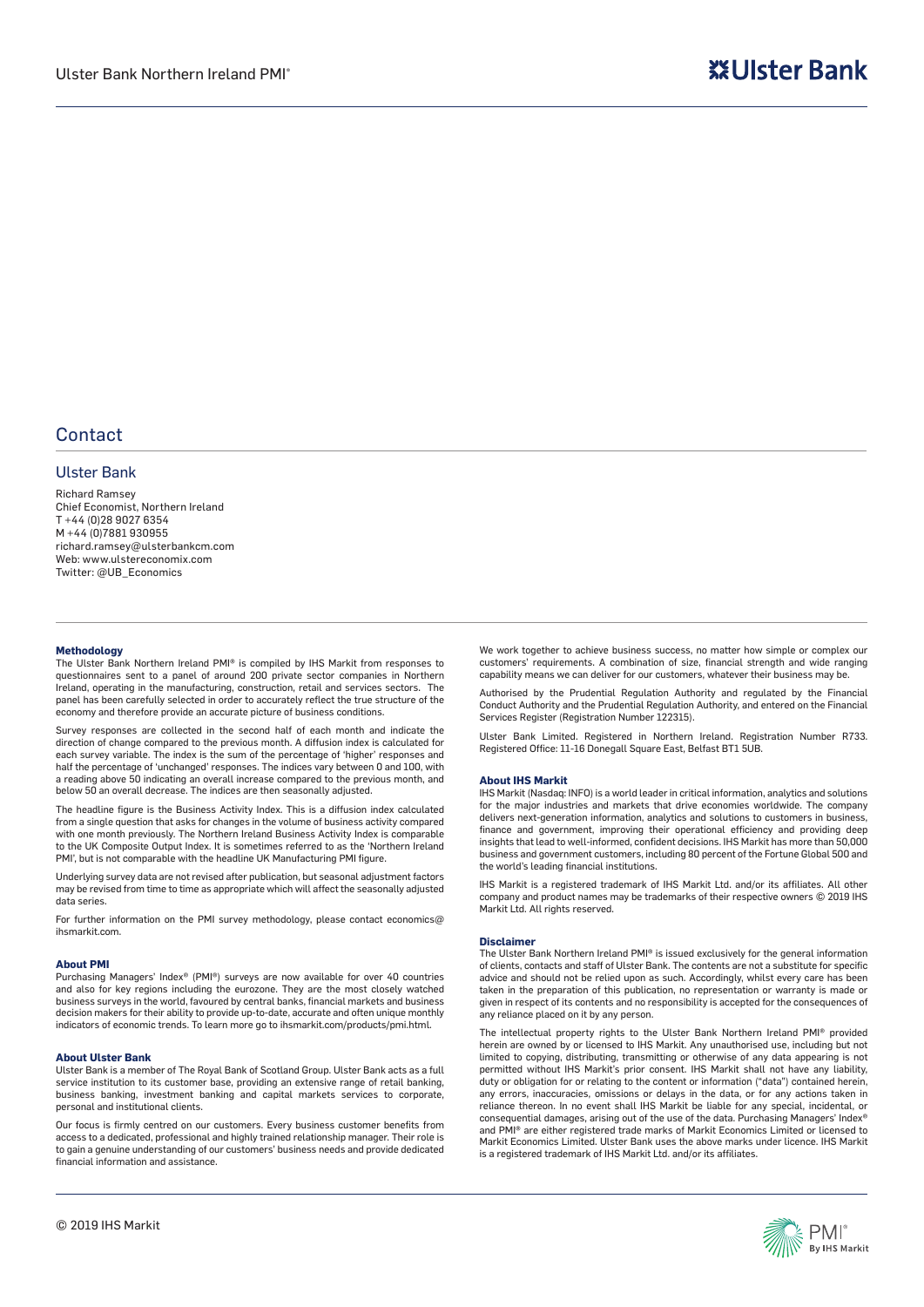## Contact

### Ulster Bank

Richard Ramsey
Chief Economist, Northern Ireland
T +44 (0)28 9027 6354
M +44 (0)7881 930955
richard.ramsey@ulsterbankcm.com
Web: www.ulstereconomix.com
Twitter: @UB_Economics

**Methodology**

The Ulster Bank Northern Ireland PMI® is compiled by IHS Markit from responses to questionnaires sent to a panel of around 200 private sector companies in Northern Ireland, operating in the manufacturing, construction, retail and services sectors. The panel has been carefully selected in order to accurately reflect the true structure of the economy and therefore provide an accurate picture of business conditions.

Survey responses are collected in the second half of each month and indicate the direction of change compared to the previous month. A diffusion index is calculated for each survey variable. The index is the sum of the percentage of 'higher' responses and half the percentage of 'unchanged' responses. The indices vary between 0 and 100, with a reading above 50 indicating an overall increase compared to the previous month, and below 50 an overall decrease. The indices are then seasonally adjusted.

The headline figure is the Business Activity Index. This is a diffusion index calculated from a single question that asks for changes in the volume of business activity compared with one month previously. The Northern Ireland Business Activity Index is comparable to the UK Composite Output Index. It is sometimes referred to as the 'Northern Ireland PMI', but is not comparable with the headline UK Manufacturing PMI figure.

Underlying survey data are not revised after publication, but seasonal adjustment factors may be revised from time to time as appropriate which will affect the seasonally adjusted data series.

For further information on the PMI survey methodology, please contact economics@ihsmarkit.com.

**About PMI**

Purchasing Managers' Index® (PMI®) surveys are now available for over 40 countries and also for key regions including the eurozone. They are the most closely watched business surveys in the world, favoured by central banks, financial markets and business decision makers for their ability to provide up-to-date, accurate and often unique monthly indicators of economic trends. To learn more go to ihsmarkit.com/products/pmi.html.

**About Ulster Bank**

Ulster Bank is a member of The Royal Bank of Scotland Group. Ulster Bank acts as a full service institution to its customer base, providing an extensive range of retail banking, business banking, investment banking and capital markets services to corporate, personal and institutional clients.

Our focus is firmly centred on our customers. Every business customer benefits from access to a dedicated, professional and highly trained relationship manager. Their role is to gain a genuine understanding of our customers' business needs and provide dedicated financial information and assistance.

We work together to achieve business success, no matter how simple or complex our customers' requirements. A combination of size, financial strength and wide ranging capability means we can deliver for our customers, whatever their business may be.

Authorised by the Prudential Regulation Authority and regulated by the Financial Conduct Authority and the Prudential Regulation Authority, and entered on the Financial Services Register (Registration Number 122315).

Ulster Bank Limited. Registered in Northern Ireland. Registration Number R733. Registered Office: 11-16 Donegall Square East, Belfast BT1 5UB.

**About IHS Markit**

IHS Markit (Nasdaq: INFO) is a world leader in critical information, analytics and solutions for the major industries and markets that drive economies worldwide. The company delivers next-generation information, analytics and solutions to customers in business, finance and government, improving their operational efficiency and providing deep insights that lead to well-informed, confident decisions. IHS Markit has more than 50,000 business and government customers, including 80 percent of the Fortune Global 500 and the world's leading financial institutions.

IHS Markit is a registered trademark of IHS Markit Ltd. and/or its affiliates. All other company and product names may be trademarks of their respective owners © 2019 IHS Markit Ltd. All rights reserved.

**Disclaimer**

The Ulster Bank Northern Ireland PMI® is issued exclusively for the general information of clients, contacts and staff of Ulster Bank. The contents are not a substitute for specific advice and should not be relied upon as such. Accordingly, whilst every care has been taken in the preparation of this publication, no representation or warranty is made or given in respect of its contents and no responsibility is accepted for the consequences of any reliance placed on it by any person.

The intellectual property rights to the Ulster Bank Northern Ireland PMI® provided herein are owned by or licensed to IHS Markit. Any unauthorised use, including but not limited to copying, distributing, transmitting or otherwise of any data appearing is not permitted without IHS Markit's prior consent. IHS Markit shall not have any liability, duty or obligation for or relating to the content or information ("data") contained herein, any errors, inaccuracies, omissions or delays in the data, or for any actions taken in reliance thereon. In no event shall IHS Markit be liable for any special, incidental, or consequential damages, arising out of the use of the data. Purchasing Managers' Index® and PMI® are either registered trade marks of Markit Economics Limited or licensed to Markit Economics Limited. Ulster Bank uses the above marks under licence. IHS Markit is a registered trademark of IHS Markit Ltd. and/or its affiliates.

© 2019 IHS Markit